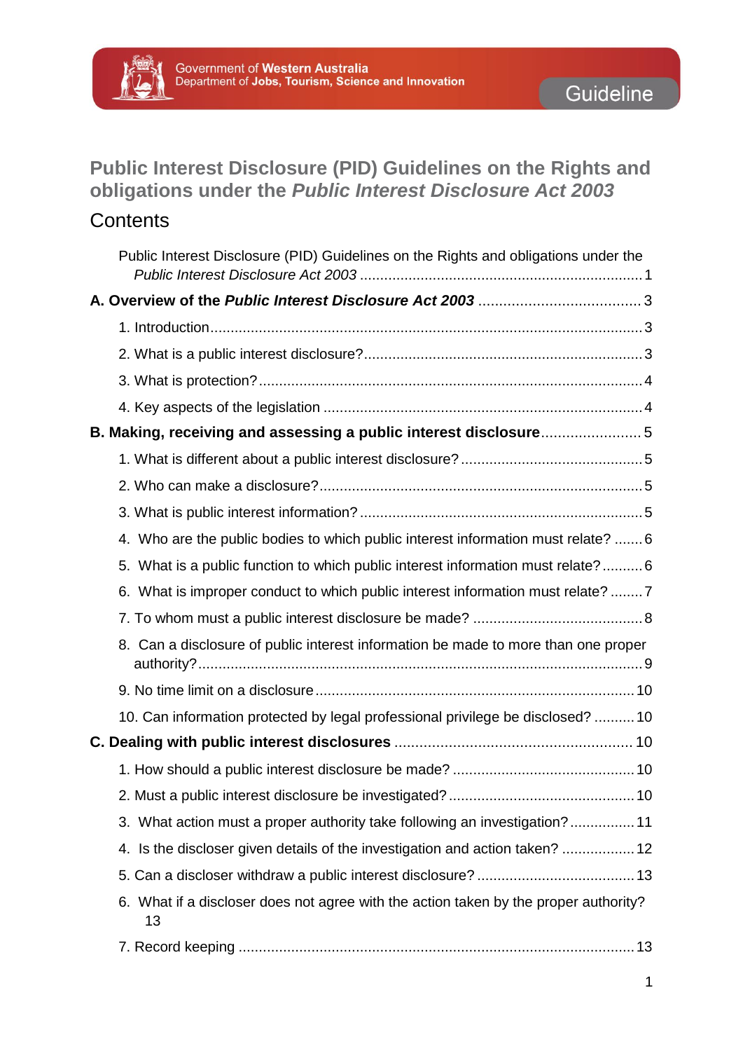Government of Western Australia
Department of Jobs, Tourism, Science and Innovation

Guideline

# Public Interest Disclosure (PID) Guidelines on the Rights and obligations under the *Public Interest Disclosure Act 2003*

## Contents

Public Interest Disclosure (PID) Guidelines on the Rights and obligations under the *Public Interest Disclosure Act 2003* ..... 1

**A. Overview of the *Public Interest Disclosure Act 2003*** ..... 3

- 1. Introduction ..... 3
- 2. What is a public interest disclosure? ..... 3
- 3. What is protection? ..... 4
- 4. Key aspects of the legislation ..... 4

**B. Making, receiving and assessing a public interest disclosure** ..... 5

- 1. What is different about a public interest disclosure? ..... 5
- 2. Who can make a disclosure? ..... 5
- 3. What is public interest information? ..... 5
- 4. Who are the public bodies to which public interest information must relate? ..... 6
- 5. What is a public function to which public interest information must relate? ..... 6
- 6. What is improper conduct to which public interest information must relate? ..... 7
- 7. To whom must a public interest disclosure be made? ..... 8
- 8. Can a disclosure of public interest information be made to more than one proper authority? ..... 9
- 9. No time limit on a disclosure ..... 10
- 10. Can information protected by legal professional privilege be disclosed? ..... 10

**C. Dealing with public interest disclosures** ..... 10

- 1. How should a public interest disclosure be made? ..... 10
- 2. Must a public interest disclosure be investigated? ..... 10
- 3. What action must a proper authority take following an investigation? ..... 11
- 4. Is the discloser given details of the investigation and action taken? ..... 12
- 5. Can a discloser withdraw a public interest disclosure? ..... 13
- 6. What if a discloser does not agree with the action taken by the proper authority? 13
- 7. Record keeping ..... 13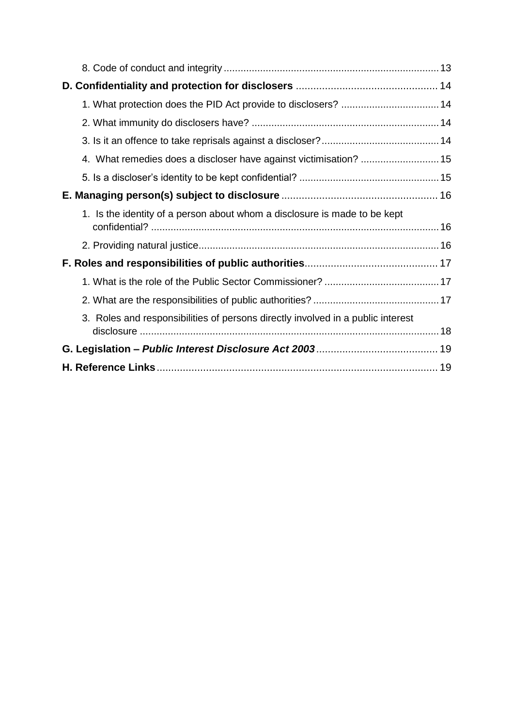8. Code of conduct and integrity ............................................................................ 13

**D. Confidentiality and protection for disclosers** ................................................. 14

1. What protection does the PID Act provide to disclosers? ................................... 14

2. What immunity do disclosers have? ................................................................... 14

3. Is it an offence to take reprisals against a discloser? .......................................... 14

4. What remedies does a discloser have against victimisation? ............................ 15

5. Is a discloser's identity to be kept confidential? .................................................. 15

**E. Managing person(s) subject to disclosure** ...................................................... 16

1. Is the identity of a person about whom a disclosure is made to be kept confidential? ...................................................................................................... 16

2. Providing natural justice ..................................................................................... 16

**F. Roles and responsibilities of public authorities** .............................................. 17

1. What is the role of the Public Sector Commissioner? ......................................... 17

2. What are the responsibilities of public authorities? ............................................ 17

3. Roles and responsibilities of persons directly involved in a public interest disclosure ......................................................................................................... 18

**G. Legislation – *Public Interest Disclosure Act 2003*** .......................................... 19

**H. Reference Links** ................................................................................................ 19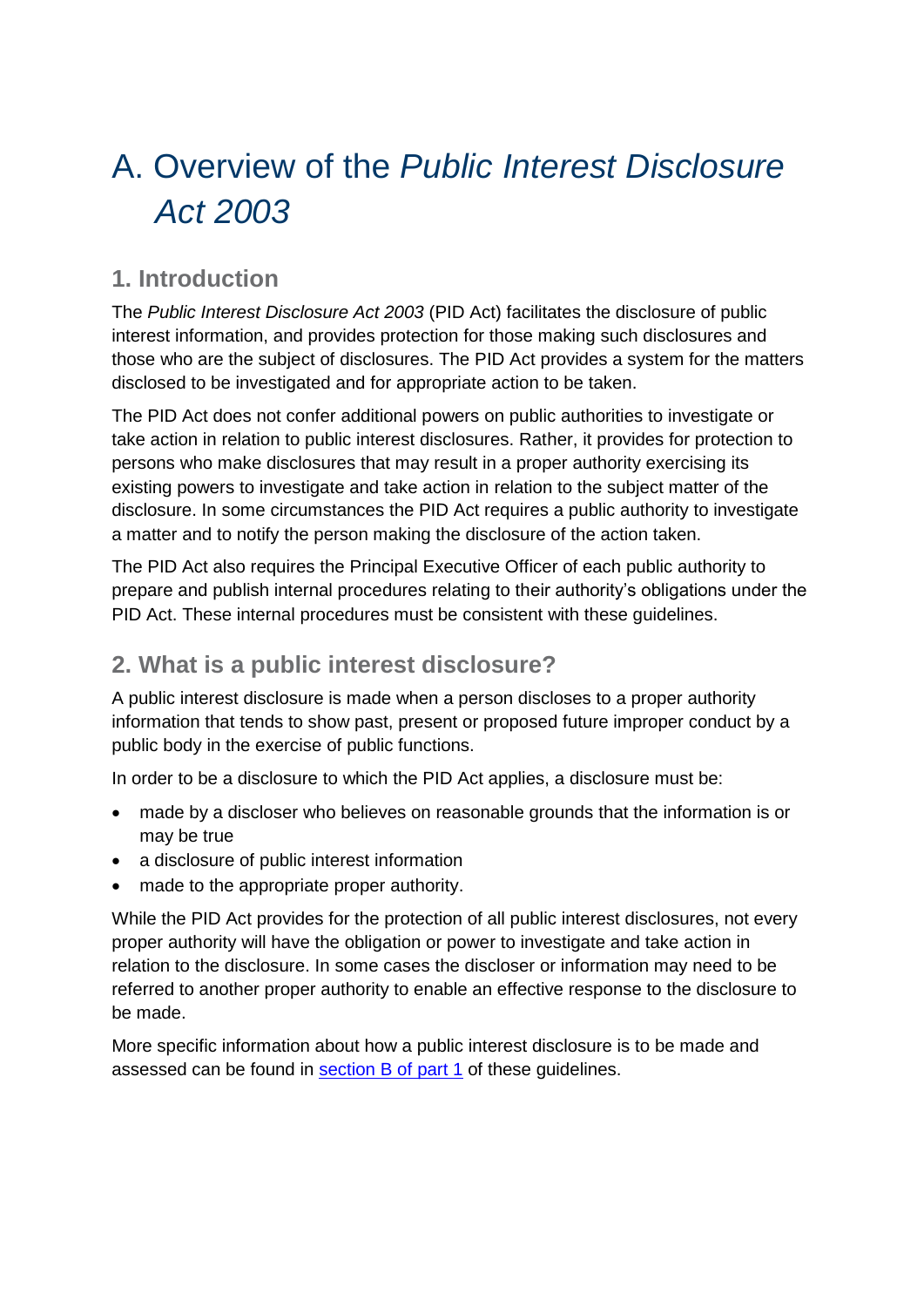# A. Overview of the *Public Interest Disclosure Act 2003*

## 1. Introduction

The *Public Interest Disclosure Act 2003* (PID Act) facilitates the disclosure of public interest information, and provides protection for those making such disclosures and those who are the subject of disclosures. The PID Act provides a system for the matters disclosed to be investigated and for appropriate action to be taken.

The PID Act does not confer additional powers on public authorities to investigate or take action in relation to public interest disclosures. Rather, it provides for protection to persons who make disclosures that may result in a proper authority exercising its existing powers to investigate and take action in relation to the subject matter of the disclosure. In some circumstances the PID Act requires a public authority to investigate a matter and to notify the person making the disclosure of the action taken.

The PID Act also requires the Principal Executive Officer of each public authority to prepare and publish internal procedures relating to their authority's obligations under the PID Act. These internal procedures must be consistent with these guidelines.

## 2. What is a public interest disclosure?

A public interest disclosure is made when a person discloses to a proper authority information that tends to show past, present or proposed future improper conduct by a public body in the exercise of public functions.

In order to be a disclosure to which the PID Act applies, a disclosure must be:

- made by a discloser who believes on reasonable grounds that the information is or may be true
- a disclosure of public interest information
- made to the appropriate proper authority.

While the PID Act provides for the protection of all public interest disclosures, not every proper authority will have the obligation or power to investigate and take action in relation to the disclosure. In some cases the discloser or information may need to be referred to another proper authority to enable an effective response to the disclosure to be made.

More specific information about how a public interest disclosure is to be made and assessed can be found in section B of part 1 of these guidelines.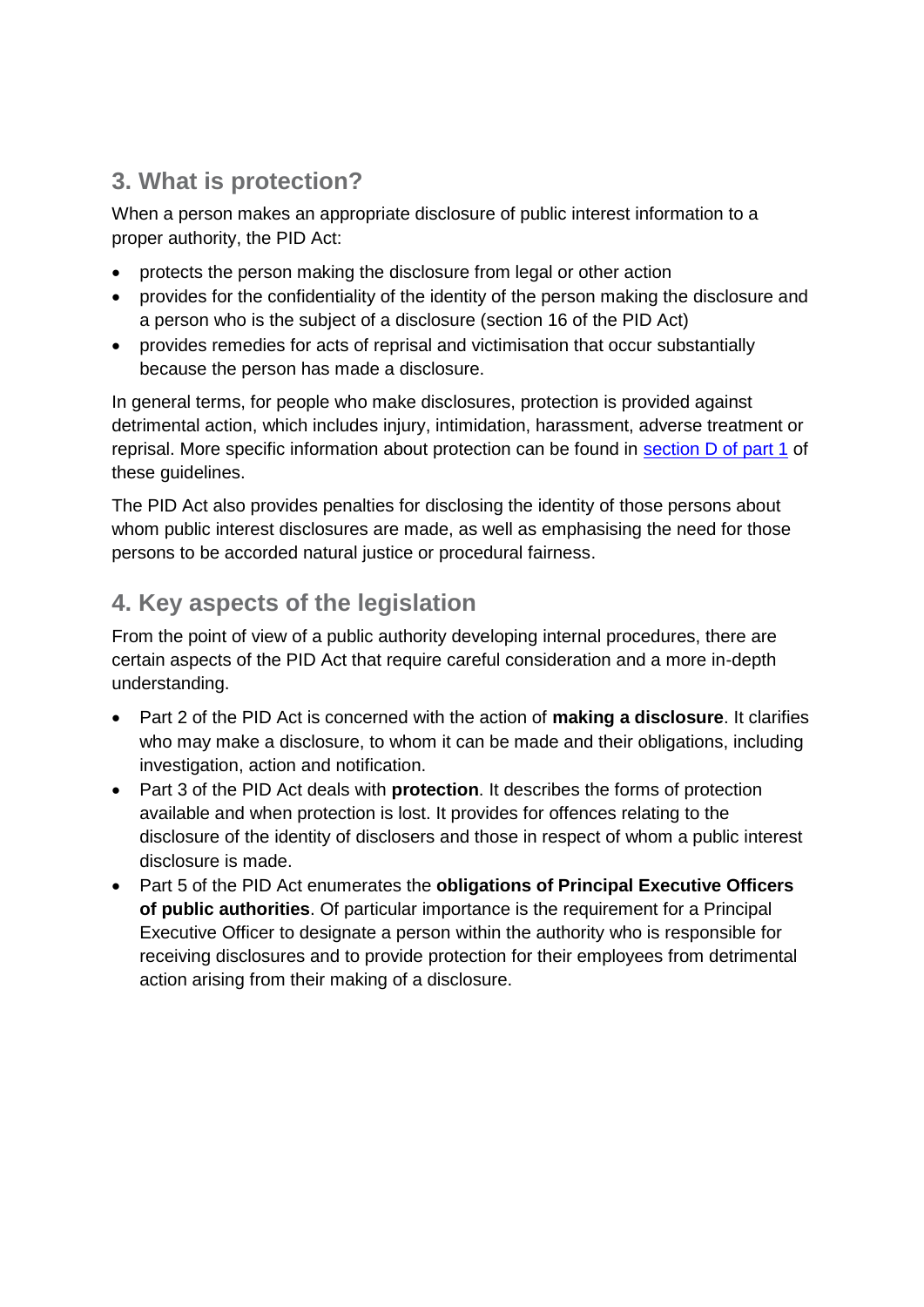## 3. What is protection?

When a person makes an appropriate disclosure of public interest information to a proper authority, the PID Act:

- protects the person making the disclosure from legal or other action
- provides for the confidentiality of the identity of the person making the disclosure and a person who is the subject of a disclosure (section 16 of the PID Act)
- provides remedies for acts of reprisal and victimisation that occur substantially because the person has made a disclosure.

In general terms, for people who make disclosures, protection is provided against detrimental action, which includes injury, intimidation, harassment, adverse treatment or reprisal. More specific information about protection can be found in section D of part 1 of these guidelines.

The PID Act also provides penalties for disclosing the identity of those persons about whom public interest disclosures are made, as well as emphasising the need for those persons to be accorded natural justice or procedural fairness.

## 4. Key aspects of the legislation

From the point of view of a public authority developing internal procedures, there are certain aspects of the PID Act that require careful consideration and a more in-depth understanding.

- Part 2 of the PID Act is concerned with the action of **making a disclosure**. It clarifies who may make a disclosure, to whom it can be made and their obligations, including investigation, action and notification.
- Part 3 of the PID Act deals with **protection**. It describes the forms of protection available and when protection is lost. It provides for offences relating to the disclosure of the identity of disclosers and those in respect of whom a public interest disclosure is made.
- Part 5 of the PID Act enumerates the **obligations of Principal Executive Officers of public authorities**. Of particular importance is the requirement for a Principal Executive Officer to designate a person within the authority who is responsible for receiving disclosures and to provide protection for their employees from detrimental action arising from their making of a disclosure.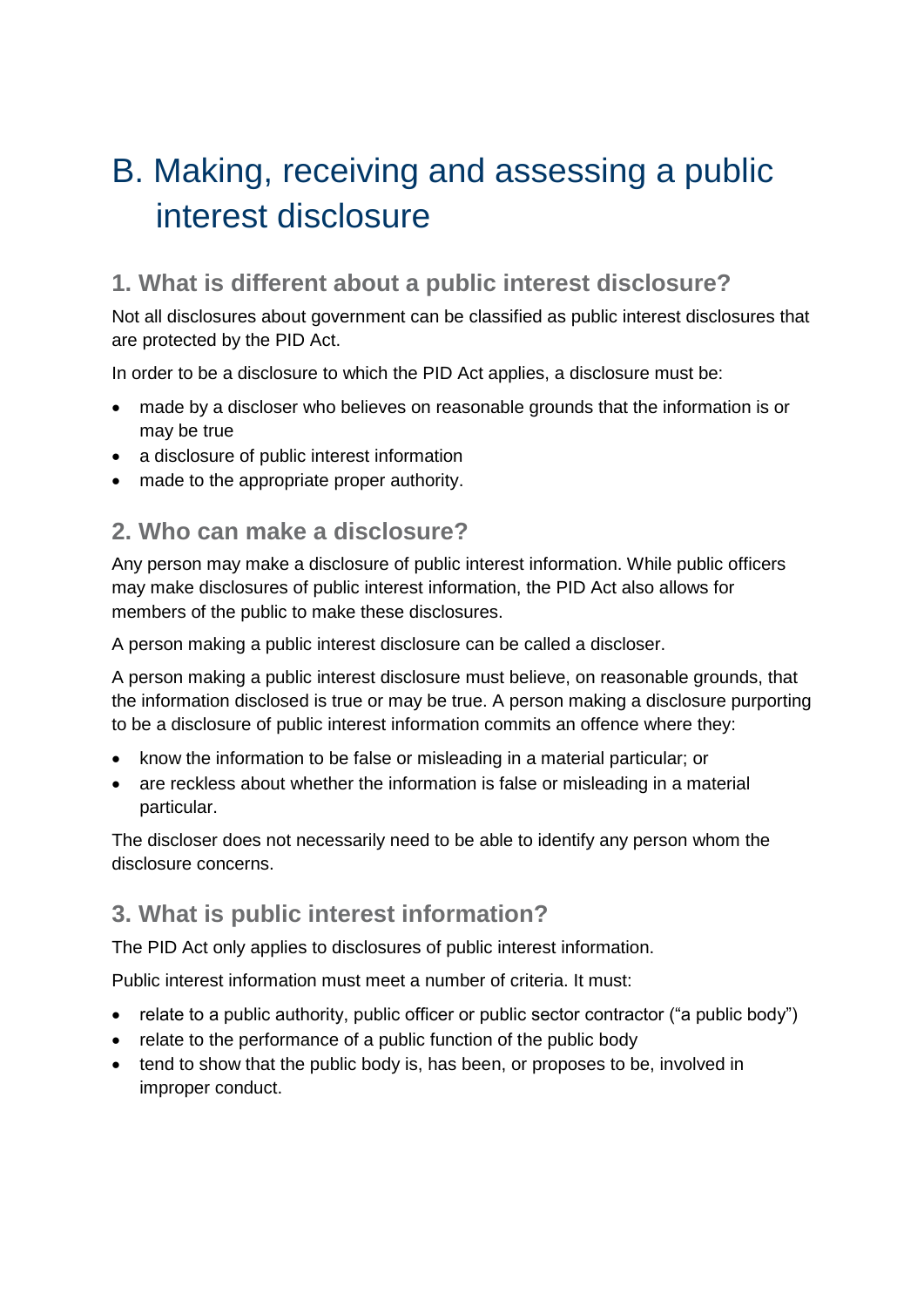# B. Making, receiving and assessing a public interest disclosure

## 1. What is different about a public interest disclosure?

Not all disclosures about government can be classified as public interest disclosures that are protected by the PID Act.

In order to be a disclosure to which the PID Act applies, a disclosure must be:

- made by a discloser who believes on reasonable grounds that the information is or may be true
- a disclosure of public interest information
- made to the appropriate proper authority.

## 2. Who can make a disclosure?

Any person may make a disclosure of public interest information. While public officers may make disclosures of public interest information, the PID Act also allows for members of the public to make these disclosures.

A person making a public interest disclosure can be called a discloser.

A person making a public interest disclosure must believe, on reasonable grounds, that the information disclosed is true or may be true. A person making a disclosure purporting to be a disclosure of public interest information commits an offence where they:

- know the information to be false or misleading in a material particular; or
- are reckless about whether the information is false or misleading in a material particular.

The discloser does not necessarily need to be able to identify any person whom the disclosure concerns.

## 3. What is public interest information?

The PID Act only applies to disclosures of public interest information.

Public interest information must meet a number of criteria. It must:

- relate to a public authority, public officer or public sector contractor ("a public body")
- relate to the performance of a public function of the public body
- tend to show that the public body is, has been, or proposes to be, involved in improper conduct.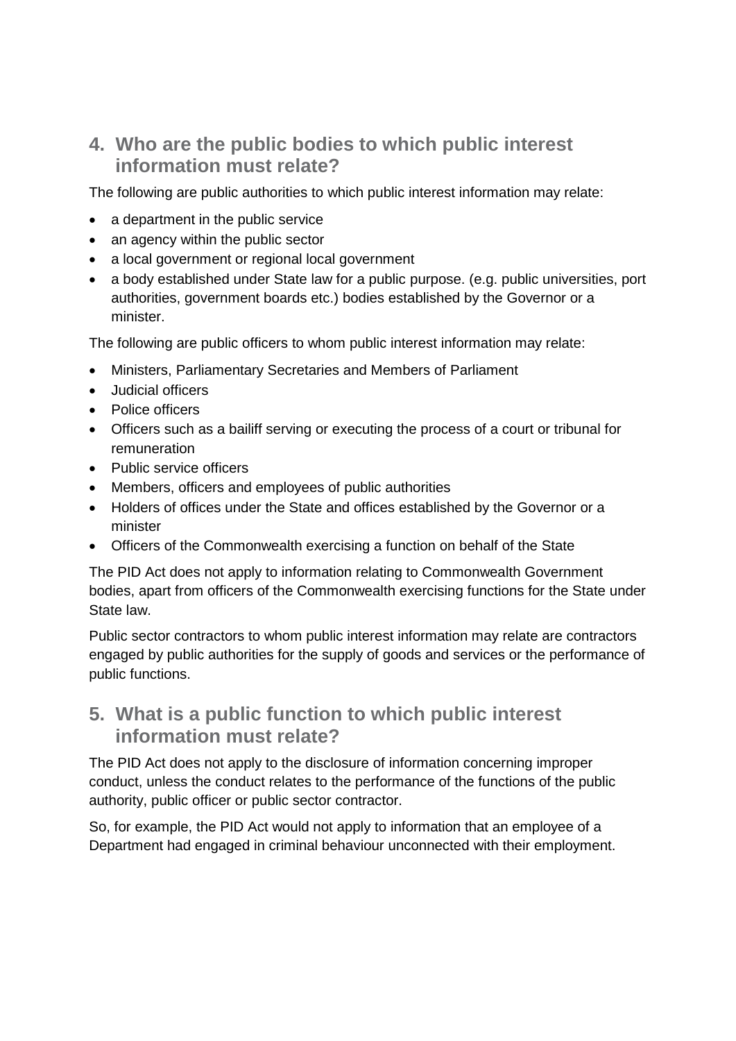## 4. Who are the public bodies to which public interest information must relate?

The following are public authorities to which public interest information may relate:

- a department in the public service
- an agency within the public sector
- a local government or regional local government
- a body established under State law for a public purpose. (e.g. public universities, port authorities, government boards etc.) bodies established by the Governor or a minister.

The following are public officers to whom public interest information may relate:

- Ministers, Parliamentary Secretaries and Members of Parliament
- Judicial officers
- Police officers
- Officers such as a bailiff serving or executing the process of a court or tribunal for remuneration
- Public service officers
- Members, officers and employees of public authorities
- Holders of offices under the State and offices established by the Governor or a minister
- Officers of the Commonwealth exercising a function on behalf of the State

The PID Act does not apply to information relating to Commonwealth Government bodies, apart from officers of the Commonwealth exercising functions for the State under State law.

Public sector contractors to whom public interest information may relate are contractors engaged by public authorities for the supply of goods and services or the performance of public functions.

## 5. What is a public function to which public interest information must relate?

The PID Act does not apply to the disclosure of information concerning improper conduct, unless the conduct relates to the performance of the functions of the public authority, public officer or public sector contractor.

So, for example, the PID Act would not apply to information that an employee of a Department had engaged in criminal behaviour unconnected with their employment.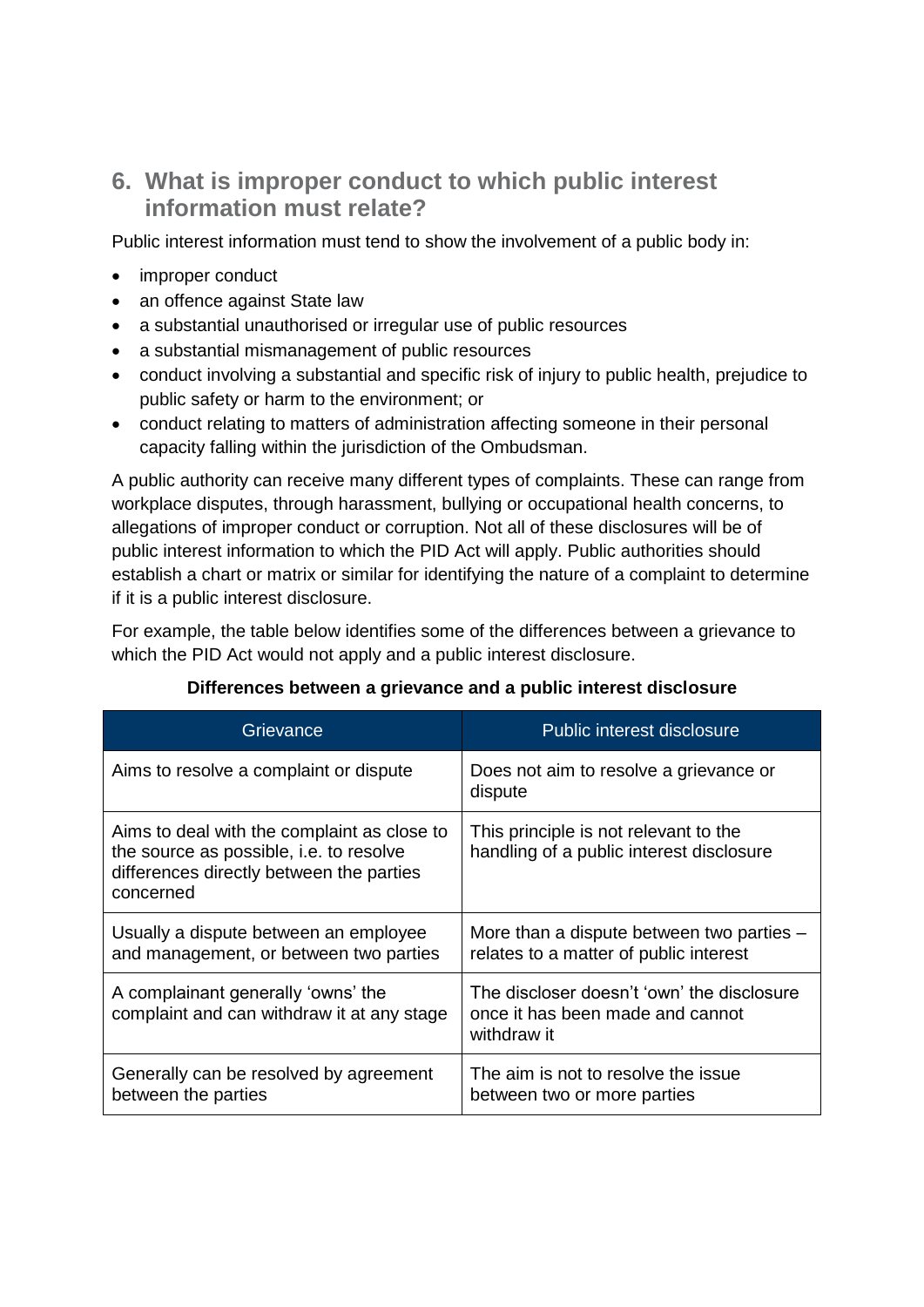## 6. What is improper conduct to which public interest information must relate?

Public interest information must tend to show the involvement of a public body in:

- improper conduct
- an offence against State law
- a substantial unauthorised or irregular use of public resources
- a substantial mismanagement of public resources
- conduct involving a substantial and specific risk of injury to public health, prejudice to public safety or harm to the environment; or
- conduct relating to matters of administration affecting someone in their personal capacity falling within the jurisdiction of the Ombudsman.

A public authority can receive many different types of complaints. These can range from workplace disputes, through harassment, bullying or occupational health concerns, to allegations of improper conduct or corruption. Not all of these disclosures will be of public interest information to which the PID Act will apply. Public authorities should establish a chart or matrix or similar for identifying the nature of a complaint to determine if it is a public interest disclosure.

For example, the table below identifies some of the differences between a grievance to which the PID Act would not apply and a public interest disclosure.

**Differences between a grievance and a public interest disclosure**

| Grievance | Public interest disclosure |
|---|---|
| Aims to resolve a complaint or dispute | Does not aim to resolve a grievance or dispute |
| Aims to deal with the complaint as close to the source as possible, i.e. to resolve differences directly between the parties concerned | This principle is not relevant to the handling of a public interest disclosure |
| Usually a dispute between an employee and management, or between two parties | More than a dispute between two parties – relates to a matter of public interest |
| A complainant generally 'owns' the complaint and can withdraw it at any stage | The discloser doesn't 'own' the disclosure once it has been made and cannot withdraw it |
| Generally can be resolved by agreement between the parties | The aim is not to resolve the issue between two or more parties |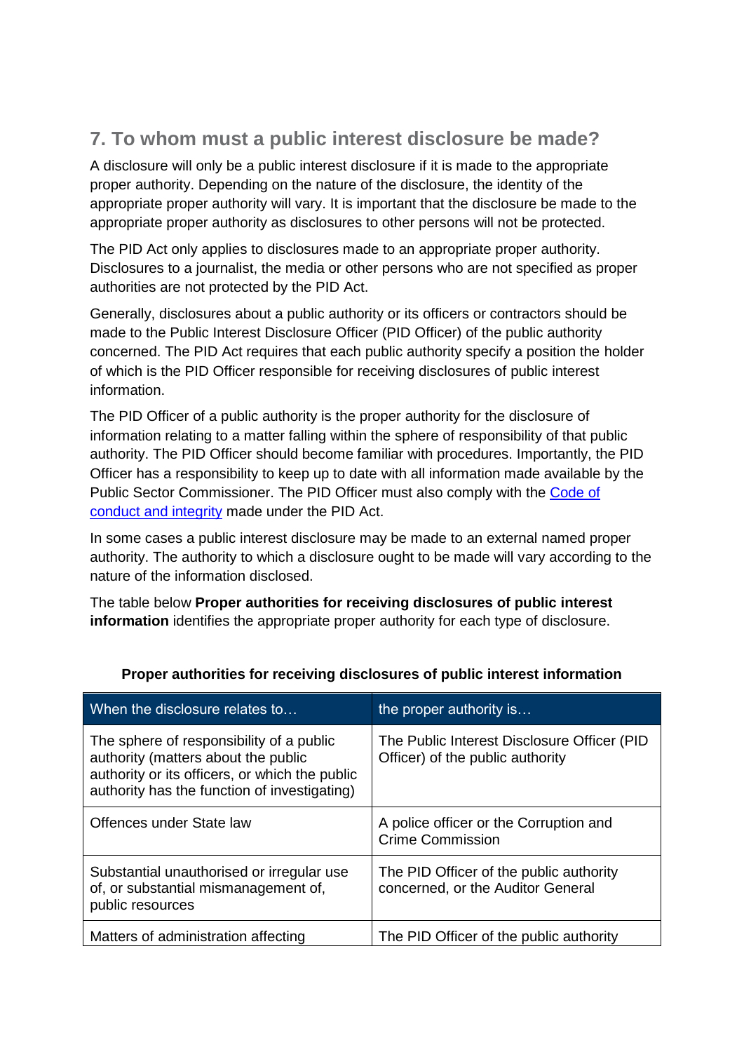## 7. To whom must a public interest disclosure be made?

A disclosure will only be a public interest disclosure if it is made to the appropriate proper authority. Depending on the nature of the disclosure, the identity of the appropriate proper authority will vary. It is important that the disclosure be made to the appropriate proper authority as disclosures to other persons will not be protected.

The PID Act only applies to disclosures made to an appropriate proper authority. Disclosures to a journalist, the media or other persons who are not specified as proper authorities are not protected by the PID Act.

Generally, disclosures about a public authority or its officers or contractors should be made to the Public Interest Disclosure Officer (PID Officer) of the public authority concerned. The PID Act requires that each public authority specify a position the holder of which is the PID Officer responsible for receiving disclosures of public interest information.

The PID Officer of a public authority is the proper authority for the disclosure of information relating to a matter falling within the sphere of responsibility of that public authority. The PID Officer should become familiar with procedures. Importantly, the PID Officer has a responsibility to keep up to date with all information made available by the Public Sector Commissioner. The PID Officer must also comply with the [Code of conduct and integrity] made under the PID Act.

In some cases a public interest disclosure may be made to an external named proper authority. The authority to which a disclosure ought to be made will vary according to the nature of the information disclosed.

The table below **Proper authorities for receiving disclosures of public interest information** identifies the appropriate proper authority for each type of disclosure.

**Proper authorities for receiving disclosures of public interest information**

| When the disclosure relates to… | the proper authority is… |
|---|---|
| The sphere of responsibility of a public authority (matters about the public authority or its officers, or which the public authority has the function of investigating) | The Public Interest Disclosure Officer (PID Officer) of the public authority |
| Offences under State law | A police officer or the Corruption and Crime Commission |
| Substantial unauthorised or irregular use of, or substantial mismanagement of, public resources | The PID Officer of the public authority concerned, or the Auditor General |
| Matters of administration affecting | The PID Officer of the public authority |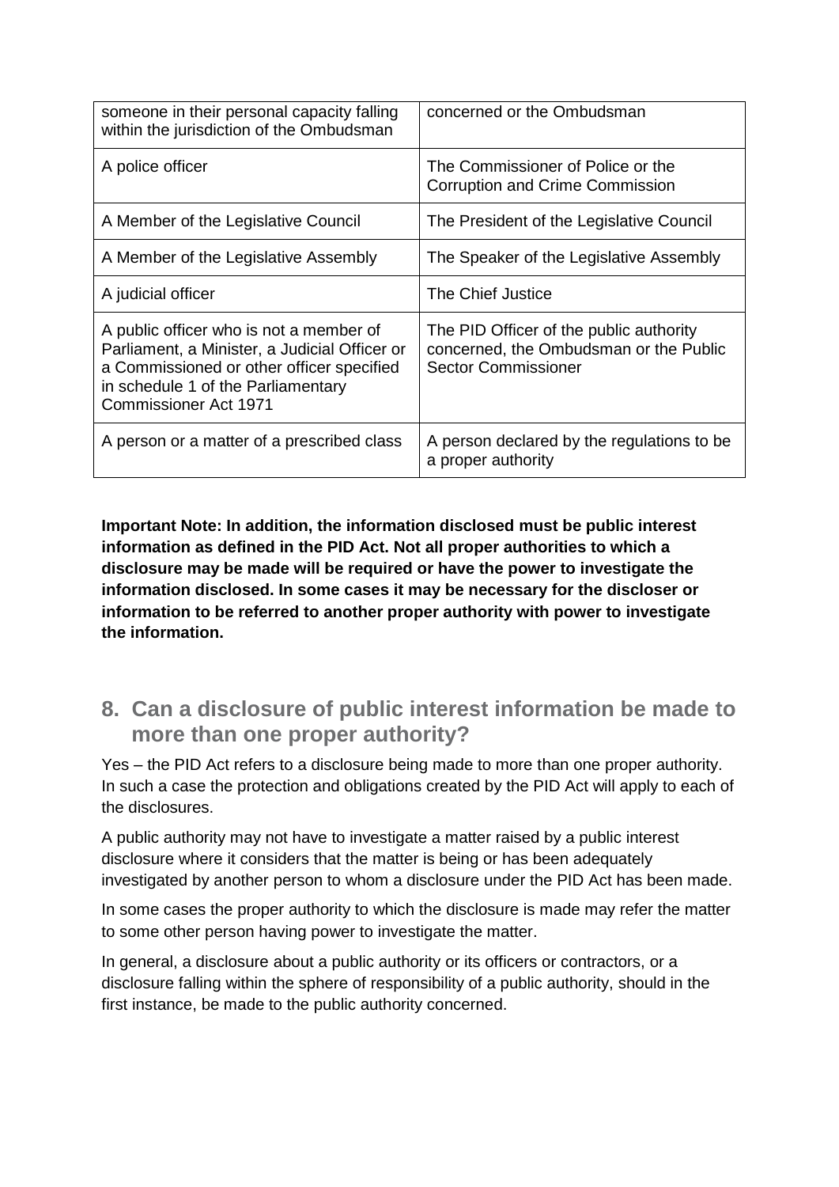| | |
|---|---|
| someone in their personal capacity falling within the jurisdiction of the Ombudsman | concerned or the Ombudsman |
| A police officer | The Commissioner of Police or the Corruption and Crime Commission |
| A Member of the Legislative Council | The President of the Legislative Council |
| A Member of the Legislative Assembly | The Speaker of the Legislative Assembly |
| A judicial officer | The Chief Justice |
| A public officer who is not a member of Parliament, a Minister, a Judicial Officer or a Commissioned or other officer specified in schedule 1 of the Parliamentary Commissioner Act 1971 | The PID Officer of the public authority concerned, the Ombudsman or the Public Sector Commissioner |
| A person or a matter of a prescribed class | A person declared by the regulations to be a proper authority |

**Important Note: In addition, the information disclosed must be public interest information as defined in the PID Act. Not all proper authorities to which a disclosure may be made will be required or have the power to investigate the information disclosed. In some cases it may be necessary for the discloser or information to be referred to another proper authority with power to investigate the information.**

## 8. Can a disclosure of public interest information be made to more than one proper authority?

Yes – the PID Act refers to a disclosure being made to more than one proper authority. In such a case the protection and obligations created by the PID Act will apply to each of the disclosures.

A public authority may not have to investigate a matter raised by a public interest disclosure where it considers that the matter is being or has been adequately investigated by another person to whom a disclosure under the PID Act has been made.

In some cases the proper authority to which the disclosure is made may refer the matter to some other person having power to investigate the matter.

In general, a disclosure about a public authority or its officers or contractors, or a disclosure falling within the sphere of responsibility of a public authority, should in the first instance, be made to the public authority concerned.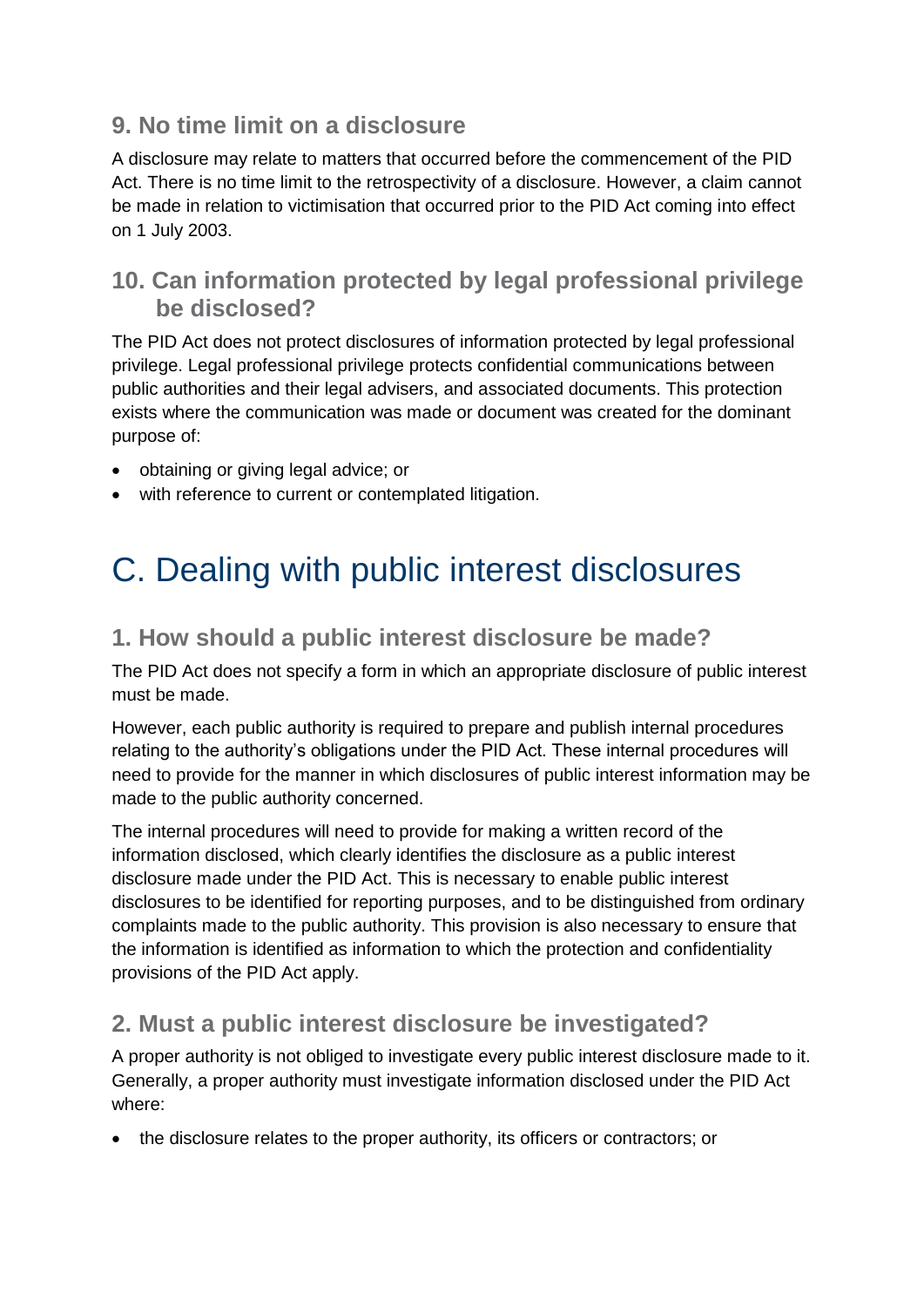### 9. No time limit on a disclosure

A disclosure may relate to matters that occurred before the commencement of the PID Act. There is no time limit to the retrospectivity of a disclosure. However, a claim cannot be made in relation to victimisation that occurred prior to the PID Act coming into effect on 1 July 2003.

### 10. Can information protected by legal professional privilege be disclosed?

The PID Act does not protect disclosures of information protected by legal professional privilege. Legal professional privilege protects confidential communications between public authorities and their legal advisers, and associated documents. This protection exists where the communication was made or document was created for the dominant purpose of:

- obtaining or giving legal advice; or
- with reference to current or contemplated litigation.

## C. Dealing with public interest disclosures

### 1. How should a public interest disclosure be made?

The PID Act does not specify a form in which an appropriate disclosure of public interest must be made.

However, each public authority is required to prepare and publish internal procedures relating to the authority's obligations under the PID Act. These internal procedures will need to provide for the manner in which disclosures of public interest information may be made to the public authority concerned.

The internal procedures will need to provide for making a written record of the information disclosed, which clearly identifies the disclosure as a public interest disclosure made under the PID Act. This is necessary to enable public interest disclosures to be identified for reporting purposes, and to be distinguished from ordinary complaints made to the public authority. This provision is also necessary to ensure that the information is identified as information to which the protection and confidentiality provisions of the PID Act apply.

### 2. Must a public interest disclosure be investigated?

A proper authority is not obliged to investigate every public interest disclosure made to it. Generally, a proper authority must investigate information disclosed under the PID Act where:

- the disclosure relates to the proper authority, its officers or contractors; or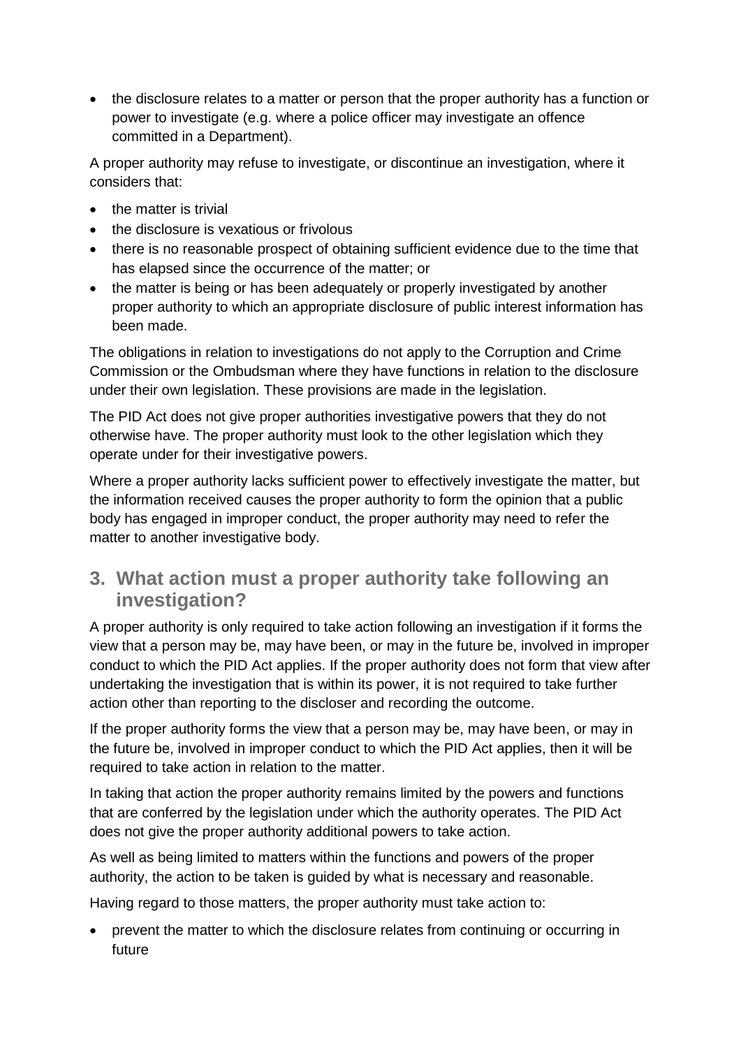- the disclosure relates to a matter or person that the proper authority has a function or power to investigate (e.g. where a police officer may investigate an offence committed in a Department).

A proper authority may refuse to investigate, or discontinue an investigation, where it considers that:

- the matter is trivial
- the disclosure is vexatious or frivolous
- there is no reasonable prospect of obtaining sufficient evidence due to the time that has elapsed since the occurrence of the matter; or
- the matter is being or has been adequately or properly investigated by another proper authority to which an appropriate disclosure of public interest information has been made.

The obligations in relation to investigations do not apply to the Corruption and Crime Commission or the Ombudsman where they have functions in relation to the disclosure under their own legislation. These provisions are made in the legislation.

The PID Act does not give proper authorities investigative powers that they do not otherwise have. The proper authority must look to the other legislation which they operate under for their investigative powers.

Where a proper authority lacks sufficient power to effectively investigate the matter, but the information received causes the proper authority to form the opinion that a public body has engaged in improper conduct, the proper authority may need to refer the matter to another investigative body.

## 3. What action must a proper authority take following an investigation?

A proper authority is only required to take action following an investigation if it forms the view that a person may be, may have been, or may in the future be, involved in improper conduct to which the PID Act applies. If the proper authority does not form that view after undertaking the investigation that is within its power, it is not required to take further action other than reporting to the discloser and recording the outcome.

If the proper authority forms the view that a person may be, may have been, or may in the future be, involved in improper conduct to which the PID Act applies, then it will be required to take action in relation to the matter.

In taking that action the proper authority remains limited by the powers and functions that are conferred by the legislation under which the authority operates. The PID Act does not give the proper authority additional powers to take action.

As well as being limited to matters within the functions and powers of the proper authority, the action to be taken is guided by what is necessary and reasonable.

Having regard to those matters, the proper authority must take action to:

- prevent the matter to which the disclosure relates from continuing or occurring in future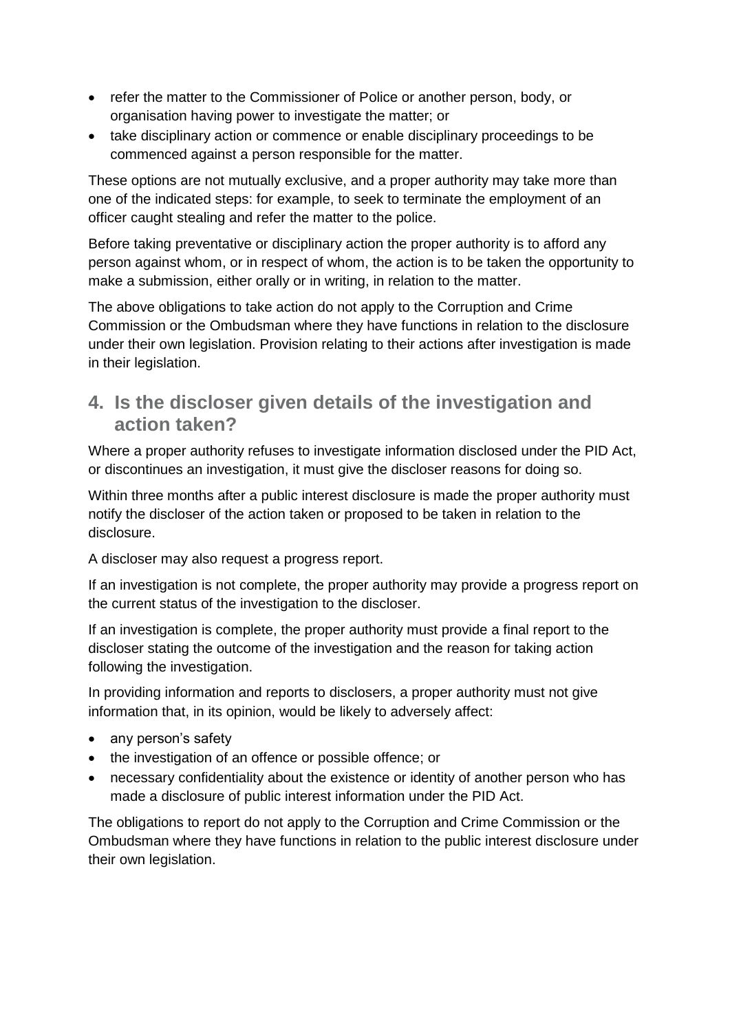- refer the matter to the Commissioner of Police or another person, body, or organisation having power to investigate the matter; or
- take disciplinary action or commence or enable disciplinary proceedings to be commenced against a person responsible for the matter.

These options are not mutually exclusive, and a proper authority may take more than one of the indicated steps: for example, to seek to terminate the employment of an officer caught stealing and refer the matter to the police.

Before taking preventative or disciplinary action the proper authority is to afford any person against whom, or in respect of whom, the action is to be taken the opportunity to make a submission, either orally or in writing, in relation to the matter.

The above obligations to take action do not apply to the Corruption and Crime Commission or the Ombudsman where they have functions in relation to the disclosure under their own legislation. Provision relating to their actions after investigation is made in their legislation.

## 4. Is the discloser given details of the investigation and action taken?

Where a proper authority refuses to investigate information disclosed under the PID Act, or discontinues an investigation, it must give the discloser reasons for doing so.

Within three months after a public interest disclosure is made the proper authority must notify the discloser of the action taken or proposed to be taken in relation to the disclosure.

A discloser may also request a progress report.

If an investigation is not complete, the proper authority may provide a progress report on the current status of the investigation to the discloser.

If an investigation is complete, the proper authority must provide a final report to the discloser stating the outcome of the investigation and the reason for taking action following the investigation.

In providing information and reports to disclosers, a proper authority must not give information that, in its opinion, would be likely to adversely affect:

- any person's safety
- the investigation of an offence or possible offence; or
- necessary confidentiality about the existence or identity of another person who has made a disclosure of public interest information under the PID Act.

The obligations to report do not apply to the Corruption and Crime Commission or the Ombudsman where they have functions in relation to the public interest disclosure under their own legislation.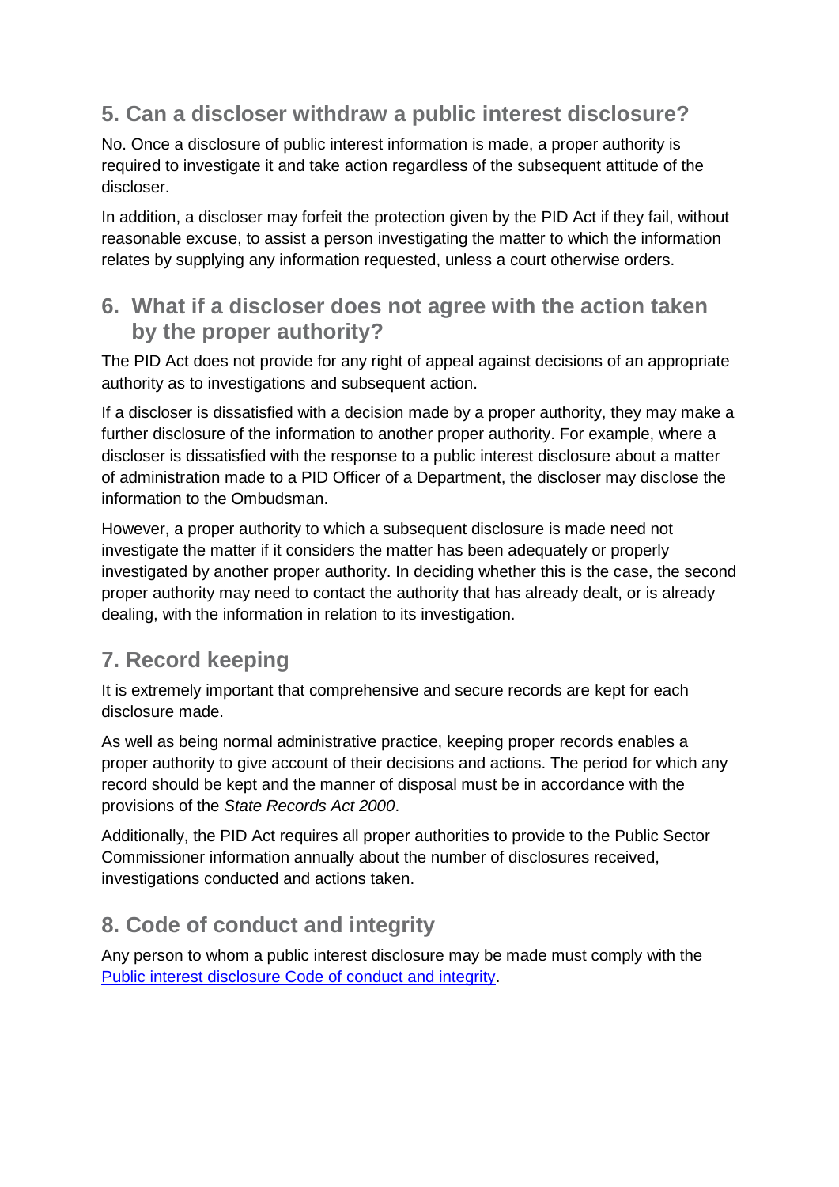## 5. Can a discloser withdraw a public interest disclosure?

No. Once a disclosure of public interest information is made, a proper authority is required to investigate it and take action regardless of the subsequent attitude of the discloser.

In addition, a discloser may forfeit the protection given by the PID Act if they fail, without reasonable excuse, to assist a person investigating the matter to which the information relates by supplying any information requested, unless a court otherwise orders.

## 6. What if a discloser does not agree with the action taken by the proper authority?

The PID Act does not provide for any right of appeal against decisions of an appropriate authority as to investigations and subsequent action.

If a discloser is dissatisfied with a decision made by a proper authority, they may make a further disclosure of the information to another proper authority. For example, where a discloser is dissatisfied with the response to a public interest disclosure about a matter of administration made to a PID Officer of a Department, the discloser may disclose the information to the Ombudsman.

However, a proper authority to which a subsequent disclosure is made need not investigate the matter if it considers the matter has been adequately or properly investigated by another proper authority. In deciding whether this is the case, the second proper authority may need to contact the authority that has already dealt, or is already dealing, with the information in relation to its investigation.

## 7. Record keeping

It is extremely important that comprehensive and secure records are kept for each disclosure made.

As well as being normal administrative practice, keeping proper records enables a proper authority to give account of their decisions and actions. The period for which any record should be kept and the manner of disposal must be in accordance with the provisions of the *State Records Act 2000*.

Additionally, the PID Act requires all proper authorities to provide to the Public Sector Commissioner information annually about the number of disclosures received, investigations conducted and actions taken.

## 8. Code of conduct and integrity

Any person to whom a public interest disclosure may be made must comply with the [Public interest disclosure Code of conduct and integrity](#).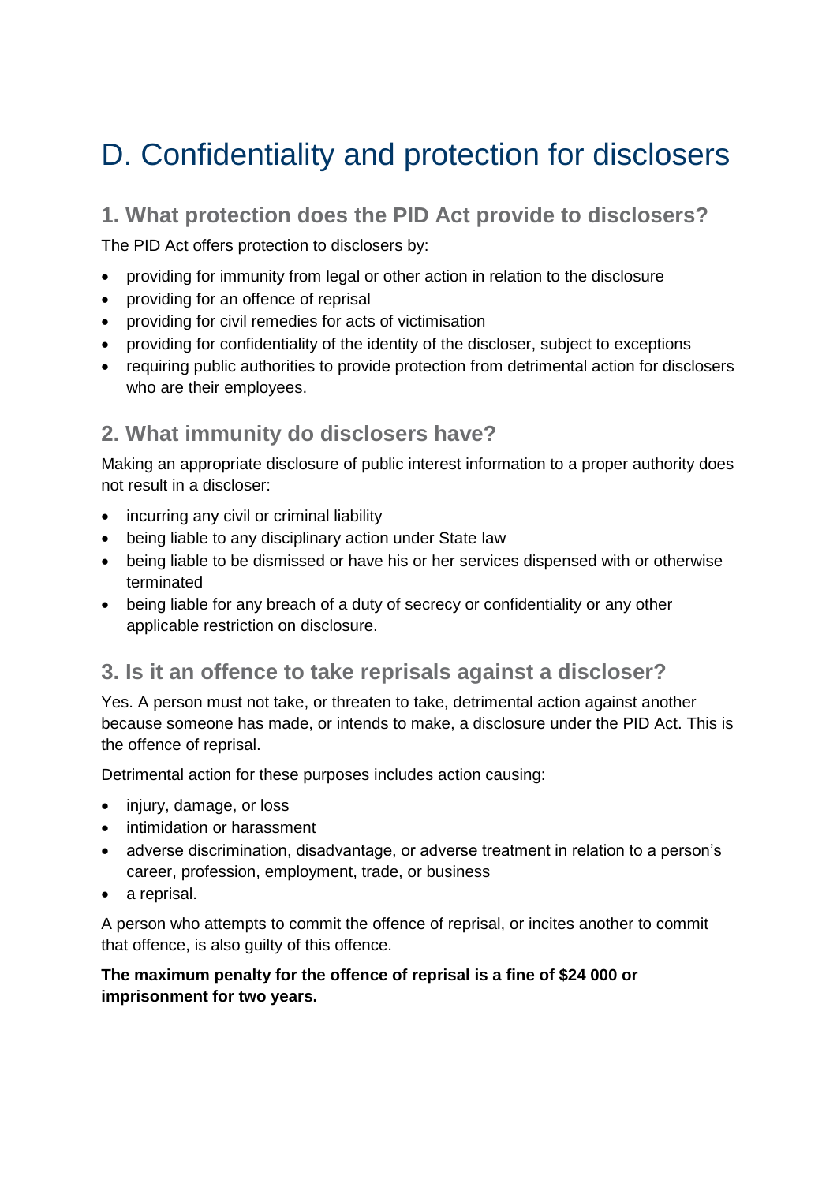# D. Confidentiality and protection for disclosers

## 1. What protection does the PID Act provide to disclosers?

The PID Act offers protection to disclosers by:

- providing for immunity from legal or other action in relation to the disclosure
- providing for an offence of reprisal
- providing for civil remedies for acts of victimisation
- providing for confidentiality of the identity of the discloser, subject to exceptions
- requiring public authorities to provide protection from detrimental action for disclosers who are their employees.

## 2. What immunity do disclosers have?

Making an appropriate disclosure of public interest information to a proper authority does not result in a discloser:

- incurring any civil or criminal liability
- being liable to any disciplinary action under State law
- being liable to be dismissed or have his or her services dispensed with or otherwise terminated
- being liable for any breach of a duty of secrecy or confidentiality or any other applicable restriction on disclosure.

## 3. Is it an offence to take reprisals against a discloser?

Yes. A person must not take, or threaten to take, detrimental action against another because someone has made, or intends to make, a disclosure under the PID Act. This is the offence of reprisal.

Detrimental action for these purposes includes action causing:

- injury, damage, or loss
- intimidation or harassment
- adverse discrimination, disadvantage, or adverse treatment in relation to a person's career, profession, employment, trade, or business
- a reprisal.

A person who attempts to commit the offence of reprisal, or incites another to commit that offence, is also guilty of this offence.

**The maximum penalty for the offence of reprisal is a fine of $24 000 or imprisonment for two years.**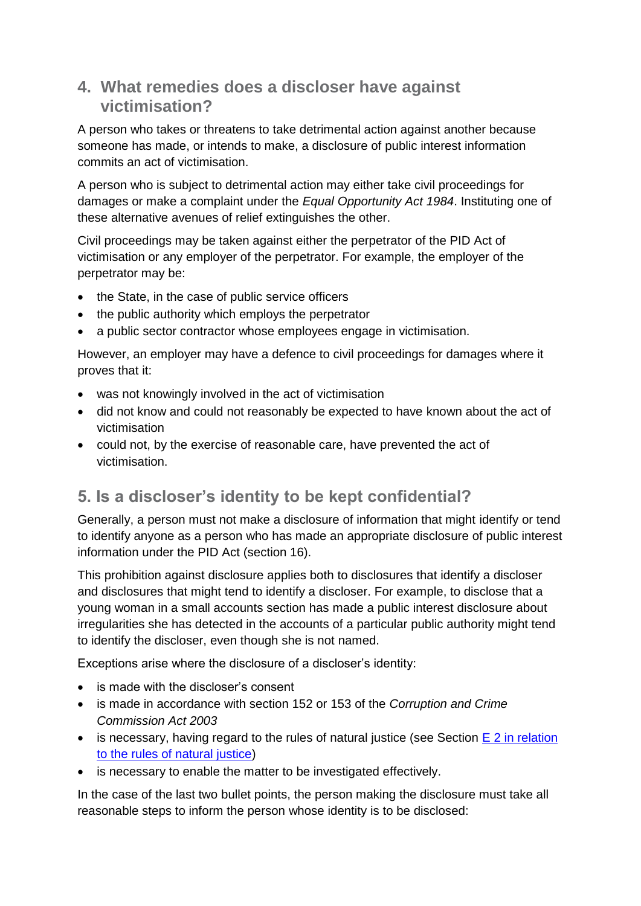## 4. What remedies does a discloser have against victimisation?

A person who takes or threatens to take detrimental action against another because someone has made, or intends to make, a disclosure of public interest information commits an act of victimisation.

A person who is subject to detrimental action may either take civil proceedings for damages or make a complaint under the *Equal Opportunity Act 1984*. Instituting one of these alternative avenues of relief extinguishes the other.

Civil proceedings may be taken against either the perpetrator of the PID Act of victimisation or any employer of the perpetrator. For example, the employer of the perpetrator may be:

- the State, in the case of public service officers
- the public authority which employs the perpetrator
- a public sector contractor whose employees engage in victimisation.

However, an employer may have a defence to civil proceedings for damages where it proves that it:

- was not knowingly involved in the act of victimisation
- did not know and could not reasonably be expected to have known about the act of victimisation
- could not, by the exercise of reasonable care, have prevented the act of victimisation.

## 5. Is a discloser's identity to be kept confidential?

Generally, a person must not make a disclosure of information that might identify or tend to identify anyone as a person who has made an appropriate disclosure of public interest information under the PID Act (section 16).

This prohibition against disclosure applies both to disclosures that identify a discloser and disclosures that might tend to identify a discloser. For example, to disclose that a young woman in a small accounts section has made a public interest disclosure about irregularities she has detected in the accounts of a particular public authority might tend to identify the discloser, even though she is not named.

Exceptions arise where the disclosure of a discloser's identity:

- is made with the discloser's consent
- is made in accordance with section 152 or 153 of the *Corruption and Crime Commission Act 2003*
- is necessary, having regard to the rules of natural justice (see Section [E 2 in relation to the rules of natural justice]())
- is necessary to enable the matter to be investigated effectively.

In the case of the last two bullet points, the person making the disclosure must take all reasonable steps to inform the person whose identity is to be disclosed: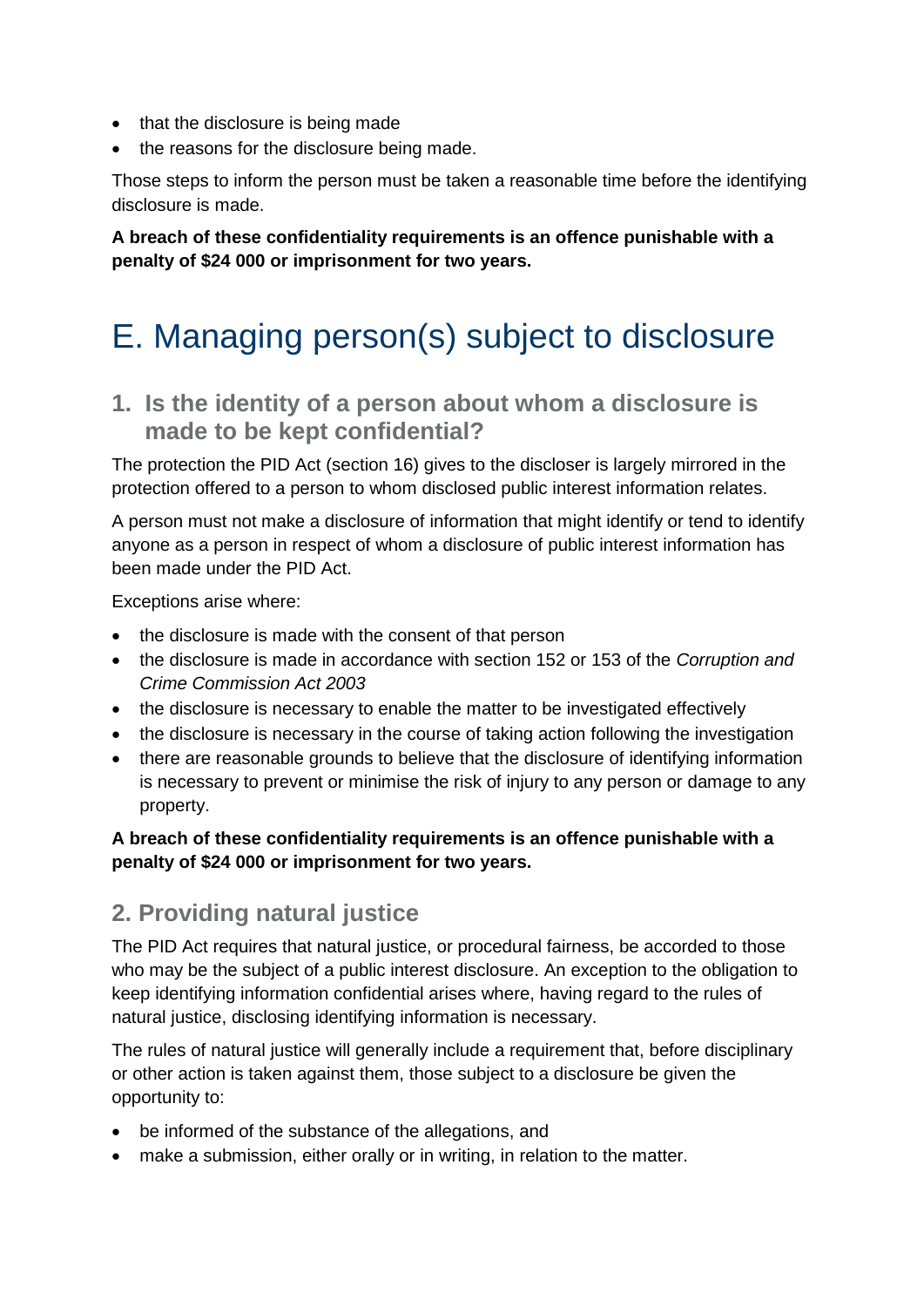- that the disclosure is being made
- the reasons for the disclosure being made.

Those steps to inform the person must be taken a reasonable time before the identifying disclosure is made.

**A breach of these confidentiality requirements is an offence punishable with a penalty of $24 000 or imprisonment for two years.**

# E. Managing person(s) subject to disclosure

## 1. Is the identity of a person about whom a disclosure is made to be kept confidential?

The protection the PID Act (section 16) gives to the discloser is largely mirrored in the protection offered to a person to whom disclosed public interest information relates.

A person must not make a disclosure of information that might identify or tend to identify anyone as a person in respect of whom a disclosure of public interest information has been made under the PID Act.

Exceptions arise where:

- the disclosure is made with the consent of that person
- the disclosure is made in accordance with section 152 or 153 of the *Corruption and Crime Commission Act 2003*
- the disclosure is necessary to enable the matter to be investigated effectively
- the disclosure is necessary in the course of taking action following the investigation
- there are reasonable grounds to believe that the disclosure of identifying information is necessary to prevent or minimise the risk of injury to any person or damage to any property.

**A breach of these confidentiality requirements is an offence punishable with a penalty of $24 000 or imprisonment for two years.**

## 2. Providing natural justice

The PID Act requires that natural justice, or procedural fairness, be accorded to those who may be the subject of a public interest disclosure. An exception to the obligation to keep identifying information confidential arises where, having regard to the rules of natural justice, disclosing identifying information is necessary.

The rules of natural justice will generally include a requirement that, before disciplinary or other action is taken against them, those subject to a disclosure be given the opportunity to:

- be informed of the substance of the allegations, and
- make a submission, either orally or in writing, in relation to the matter.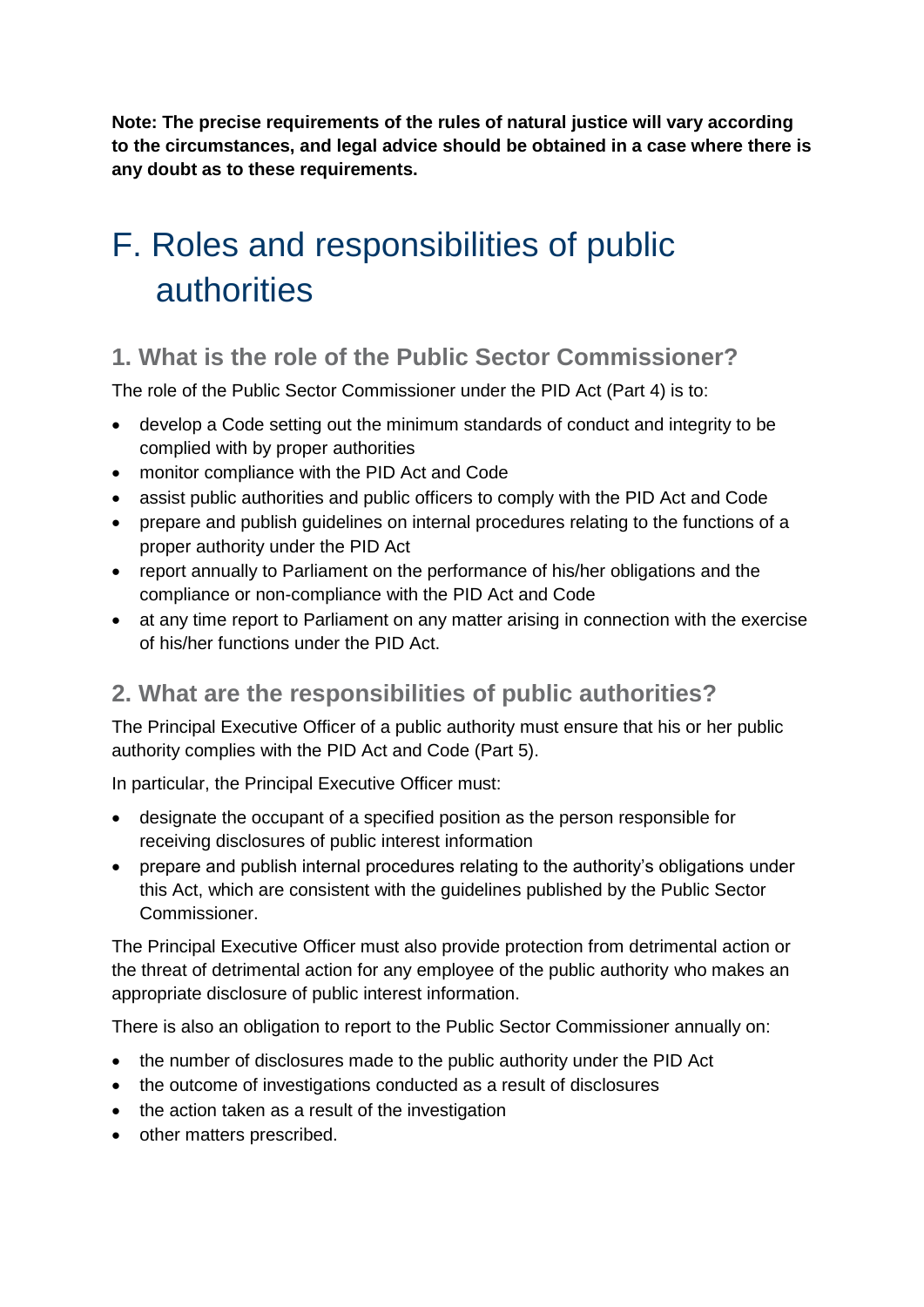**Note: The precise requirements of the rules of natural justice will vary according to the circumstances, and legal advice should be obtained in a case where there is any doubt as to these requirements.**

# F. Roles and responsibilities of public authorities

## 1. What is the role of the Public Sector Commissioner?

The role of the Public Sector Commissioner under the PID Act (Part 4) is to:

- develop a Code setting out the minimum standards of conduct and integrity to be complied with by proper authorities
- monitor compliance with the PID Act and Code
- assist public authorities and public officers to comply with the PID Act and Code
- prepare and publish guidelines on internal procedures relating to the functions of a proper authority under the PID Act
- report annually to Parliament on the performance of his/her obligations and the compliance or non-compliance with the PID Act and Code
- at any time report to Parliament on any matter arising in connection with the exercise of his/her functions under the PID Act.

## 2. What are the responsibilities of public authorities?

The Principal Executive Officer of a public authority must ensure that his or her public authority complies with the PID Act and Code (Part 5).

In particular, the Principal Executive Officer must:

- designate the occupant of a specified position as the person responsible for receiving disclosures of public interest information
- prepare and publish internal procedures relating to the authority's obligations under this Act, which are consistent with the guidelines published by the Public Sector Commissioner.

The Principal Executive Officer must also provide protection from detrimental action or the threat of detrimental action for any employee of the public authority who makes an appropriate disclosure of public interest information.

There is also an obligation to report to the Public Sector Commissioner annually on:

- the number of disclosures made to the public authority under the PID Act
- the outcome of investigations conducted as a result of disclosures
- the action taken as a result of the investigation
- other matters prescribed.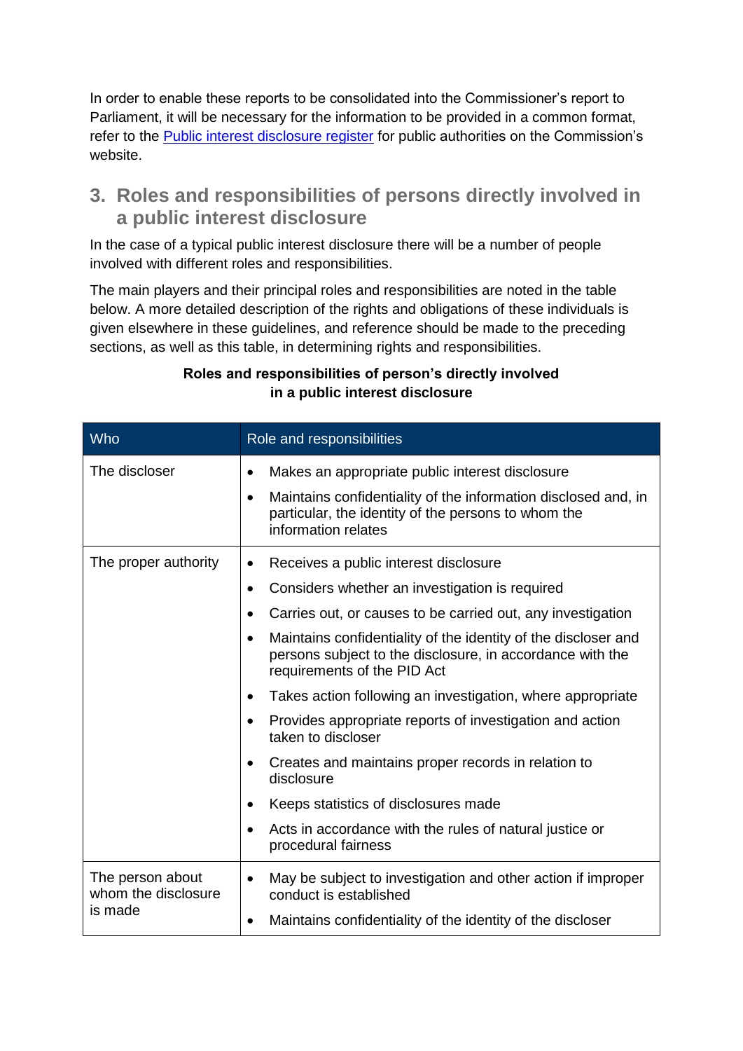In order to enable these reports to be consolidated into the Commissioner's report to Parliament, it will be necessary for the information to be provided in a common format, refer to the [Public interest disclosure register]() for public authorities on the Commission's website.

## 3. Roles and responsibilities of persons directly involved in a public interest disclosure

In the case of a typical public interest disclosure there will be a number of people involved with different roles and responsibilities.

The main players and their principal roles and responsibilities are noted in the table below. A more detailed description of the rights and obligations of these individuals is given elsewhere in these guidelines, and reference should be made to the preceding sections, as well as this table, in determining rights and responsibilities.

**Roles and responsibilities of person's directly involved in a public interest disclosure**

| Who | Role and responsibilities |
|---|---|
| The discloser | • Makes an appropriate public interest disclosure<br>• Maintains confidentiality of the information disclosed and, in particular, the identity of the persons to whom the information relates |
| The proper authority | • Receives a public interest disclosure<br>• Considers whether an investigation is required<br>• Carries out, or causes to be carried out, any investigation<br>• Maintains confidentiality of the identity of the discloser and persons subject to the disclosure, in accordance with the requirements of the PID Act<br>• Takes action following an investigation, where appropriate<br>• Provides appropriate reports of investigation and action taken to discloser<br>• Creates and maintains proper records in relation to disclosure<br>• Keeps statistics of disclosures made<br>• Acts in accordance with the rules of natural justice or procedural fairness |
| The person about whom the disclosure is made | • May be subject to investigation and other action if improper conduct is established<br>• Maintains confidentiality of the identity of the discloser |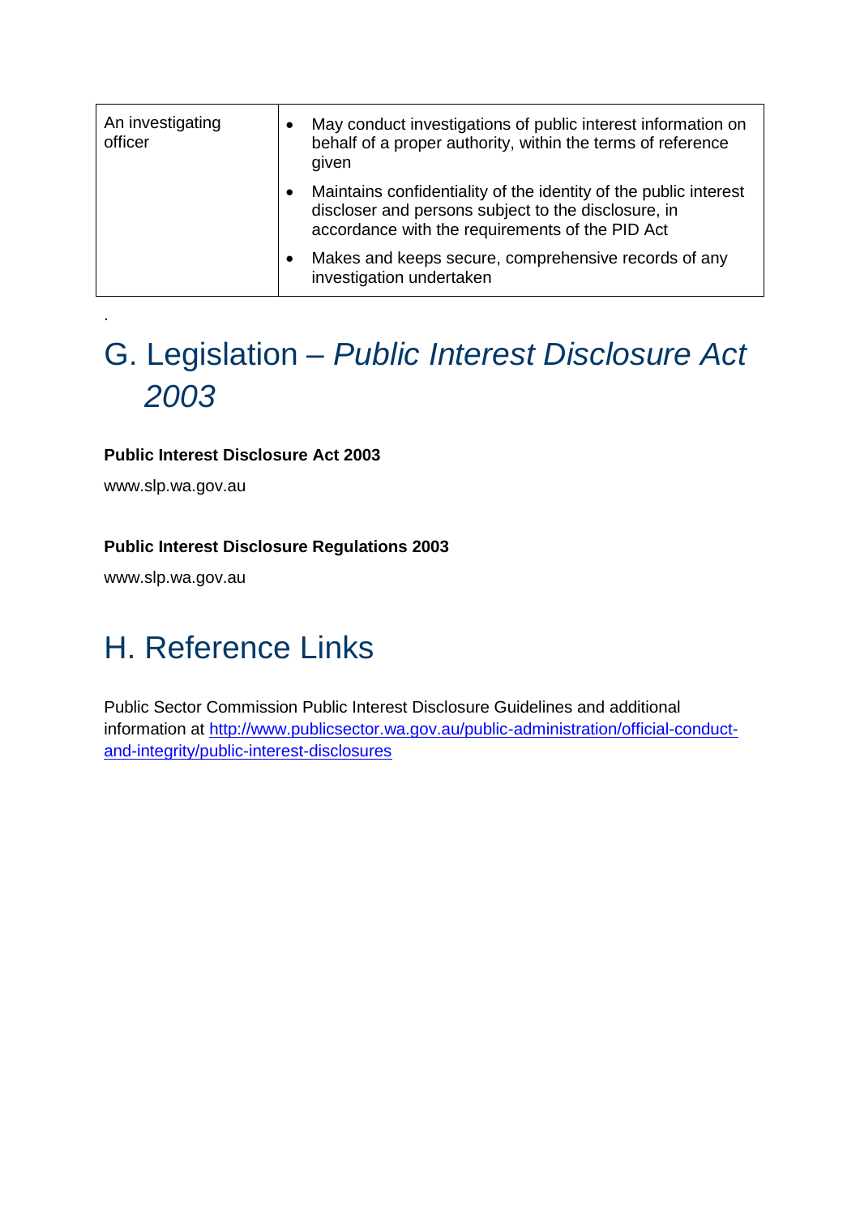| | |
|---|---|
| An investigating officer | • May conduct investigations of public interest information on behalf of a proper authority, within the terms of reference given<br>• Maintains confidentiality of the identity of the public interest discloser and persons subject to the disclosure, in accordance with the requirements of the PID Act<br>• Makes and keeps secure, comprehensive records of any investigation undertaken |

.

# G. Legislation – *Public Interest Disclosure Act 2003*

**Public Interest Disclosure Act 2003**

www.slp.wa.gov.au

**Public Interest Disclosure Regulations 2003**

www.slp.wa.gov.au

# H. Reference Links

Public Sector Commission Public Interest Disclosure Guidelines and additional information at http://www.publicsector.wa.gov.au/public-administration/official-conduct-and-integrity/public-interest-disclosures